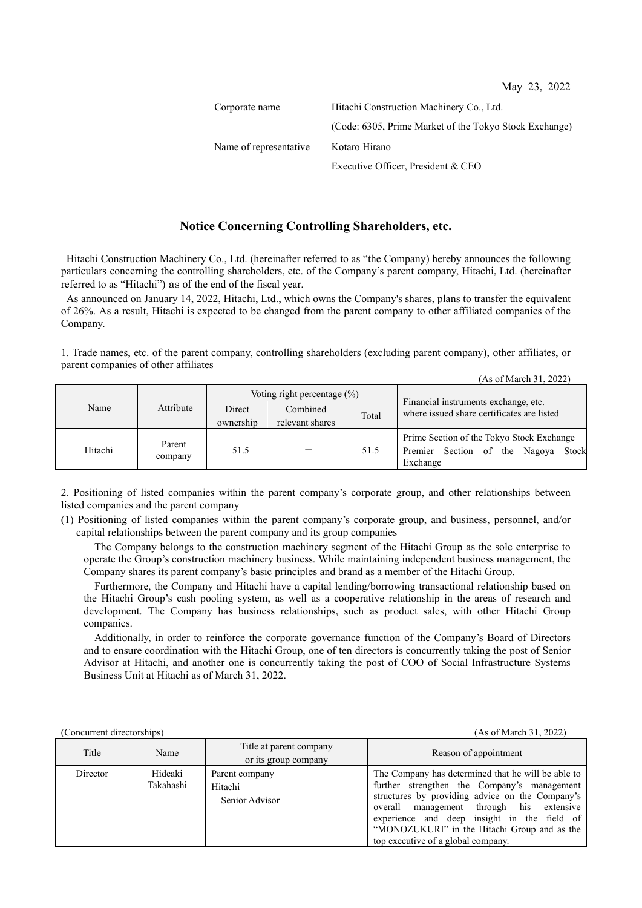May 23, 2022

Corporate name: Hitachi Construction Machinery Co., Ltd.
(Code: 6305, Prime Market of the Tokyo Stock Exchange)

Name of representative: Kotaro Hirano
Executive Officer, President & CEO

# Notice Concerning Controlling Shareholders, etc.

Hitachi Construction Machinery Co., Ltd. (hereinafter referred to as "the Company) hereby announces the following particulars concerning the controlling shareholders, etc. of the Company's parent company, Hitachi, Ltd. (hereinafter referred to as "Hitachi") as of the end of the fiscal year.

As announced on January 14, 2022, Hitachi, Ltd., which owns the Company's shares, plans to transfer the equivalent of 26%. As a result, Hitachi is expected to be changed from the parent company to other affiliated companies of the Company.

1. Trade names, etc. of the parent company, controlling shareholders (excluding parent company), other affiliates, or parent companies of other affiliates

(As of March 31, 2022)

| Name | Attribute | Voting right percentage (%) | | | Financial instruments exchange, etc. where issued share certificates are listed |
|---|---|---|---|---|---|
| | | Direct ownership | Combined relevant shares | Total | |
| Hitachi | Parent company | 51.5 | — | 51.5 | Prime Section of the Tokyo Stock Exchange<br>Premier Section of the Nagoya Stock Exchange |

2. Positioning of listed companies within the parent company's corporate group, and other relationships between listed companies and the parent company

(1) Positioning of listed companies within the parent company's corporate group, and business, personnel, and/or capital relationships between the parent company and its group companies

The Company belongs to the construction machinery segment of the Hitachi Group as the sole enterprise to operate the Group's construction machinery business. While maintaining independent business management, the Company shares its parent company's basic principles and brand as a member of the Hitachi Group.

Furthermore, the Company and Hitachi have a capital lending/borrowing transactional relationship based on the Hitachi Group's cash pooling system, as well as a cooperative relationship in the areas of research and development. The Company has business relationships, such as product sales, with other Hitachi Group companies.

Additionally, in order to reinforce the corporate governance function of the Company's Board of Directors and to ensure coordination with the Hitachi Group, one of ten directors is concurrently taking the post of Senior Advisor at Hitachi, and another one is concurrently taking the post of COO of Social Infrastructure Systems Business Unit at Hitachi as of March 31, 2022.

(Concurrent directorships) (As of March 31, 2022)

| Title | Name | Title at parent company or its group company | Reason of appointment |
|---|---|---|---|
| Director | Hideaki Takahashi | Parent company<br>Hitachi<br>Senior Advisor | The Company has determined that he will be able to further strengthen the Company's management structures by providing advice on the Company's overall management through his extensive experience and deep insight in the field of "MONOZUKURI" in the Hitachi Group and as the top executive of a global company. |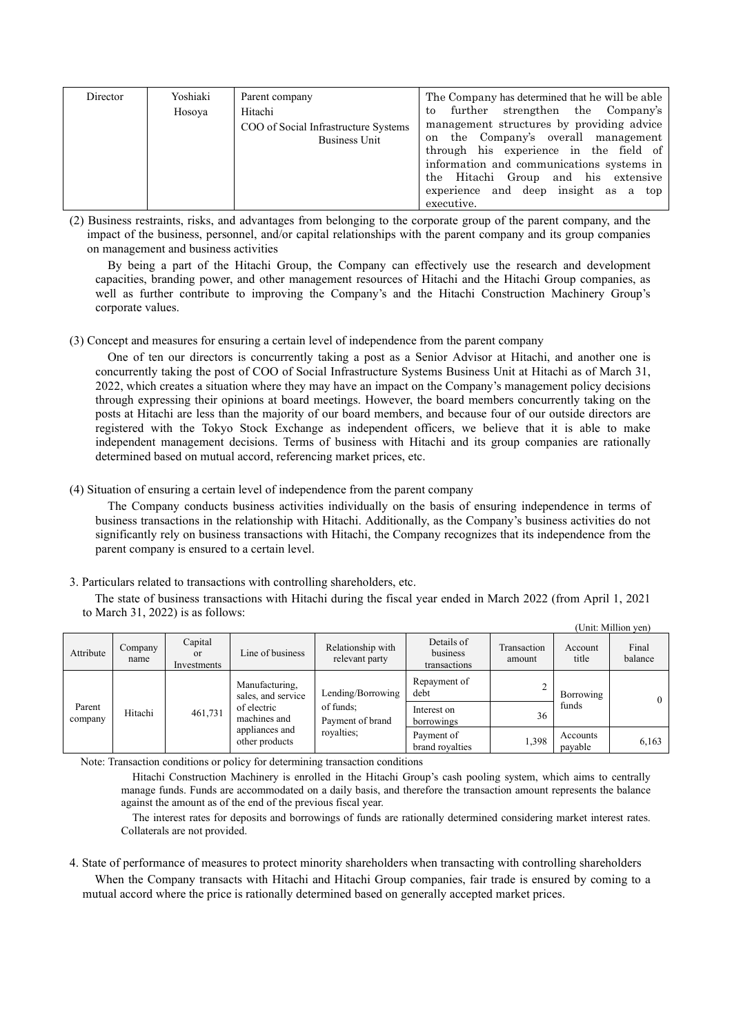| | | | |
|---|---|---|---|
| Director | Yoshiaki Hosoya | Parent company<br>Hitachi<br>COO of Social Infrastructure Systems Business Unit | The Company has determined that he will be able to further strengthen the Company's management structures by providing advice on the Company's overall management through his experience in the field of information and communications systems in the Hitachi Group and his extensive experience and deep insight as a top executive. |

(2) Business restraints, risks, and advantages from belonging to the corporate group of the parent company, and the impact of the business, personnel, and/or capital relationships with the parent company and its group companies on management and business activities

By being a part of the Hitachi Group, the Company can effectively use the research and development capacities, branding power, and other management resources of Hitachi and the Hitachi Group companies, as well as further contribute to improving the Company's and the Hitachi Construction Machinery Group's corporate values.

(3) Concept and measures for ensuring a certain level of independence from the parent company

One of ten our directors is concurrently taking a post as a Senior Advisor at Hitachi, and another one is concurrently taking the post of COO of Social Infrastructure Systems Business Unit at Hitachi as of March 31, 2022, which creates a situation where they may have an impact on the Company's management policy decisions through expressing their opinions at board meetings. However, the board members concurrently taking on the posts at Hitachi are less than the majority of our board members, and because four of our outside directors are registered with the Tokyo Stock Exchange as independent officers, we believe that it is able to make independent management decisions. Terms of business with Hitachi and its group companies are rationally determined based on mutual accord, referencing market prices, etc.

(4) Situation of ensuring a certain level of independence from the parent company

The Company conducts business activities individually on the basis of ensuring independence in terms of business transactions in the relationship with Hitachi. Additionally, as the Company's business activities do not significantly rely on business transactions with Hitachi, the Company recognizes that its independence from the parent company is ensured to a certain level.

3. Particulars related to transactions with controlling shareholders, etc.

The state of business transactions with Hitachi during the fiscal year ended in March 2022 (from April 1, 2021 to March 31, 2022) is as follows:

(Unit: Million yen)

| Attribute | Company name | Capital or Investments | Line of business | Relationship with relevant party | Details of business transactions | Transaction amount | Account title | Final balance |
|---|---|---|---|---|---|---|---|---|
| Parent company | Hitachi | 461,731 | Manufacturing, sales, and service of electric machines and appliances and other products | Lending/Borrowing of funds; Payment of brand royalties; | Repayment of debt | 2 | Borrowing funds | 0 |
| | | | | | Interest on borrowings | 36 | | |
| | | | | | Payment of brand royalties | 1,398 | Accounts payable | 6,163 |

Note: Transaction conditions or policy for determining transaction conditions

Hitachi Construction Machinery is enrolled in the Hitachi Group's cash pooling system, which aims to centrally manage funds. Funds are accommodated on a daily basis, and therefore the transaction amount represents the balance against the amount as of the end of the previous fiscal year.

The interest rates for deposits and borrowings of funds are rationally determined considering market interest rates. Collaterals are not provided.

4. State of performance of measures to protect minority shareholders when transacting with controlling shareholders

When the Company transacts with Hitachi and Hitachi Group companies, fair trade is ensured by coming to a mutual accord where the price is rationally determined based on generally accepted market prices.